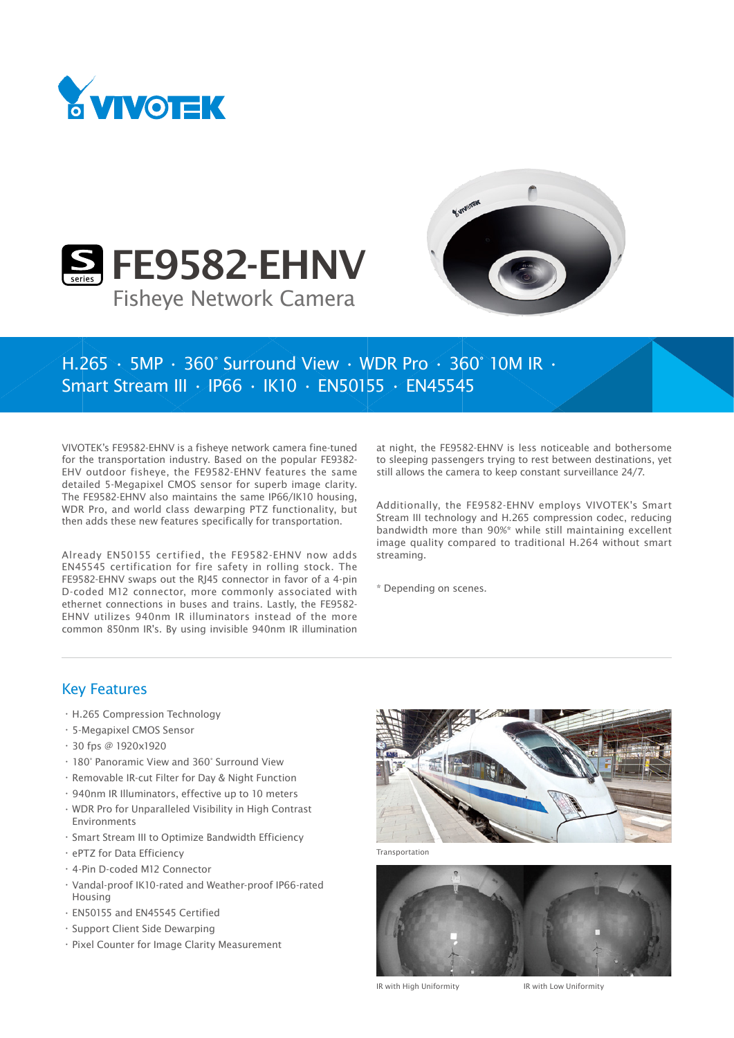# FE9582-EHNV

Fisheye Network Camera

H.265 · 5MP · 360° Surround View · WDR Pro · 360° 10M IR · Smart Stream III · IP66 · IK10 · EN50155 · EN45545

VIVOTEK's FE9582-EHNV is a fisheye network camera fine-tuned for the transportation industry. Based on the popular FE9382-EHV outdoor fisheye, the FE9582-EHNV features the same detailed 5-Megapixel CMOS sensor for superb image clarity. The FE9582-EHNV also maintains the same IP66/IK10 housing, WDR Pro, and world class dewarping PTZ functionality, but then adds these new features specifically for transportation.

Already EN50155 certified, the FE9582-EHNV now adds EN45545 certification for fire safety in rolling stock. The FE9582-EHNV swaps out the RJ45 connector in favor of a 4-pin D-coded M12 connector, more commonly associated with ethernet connections in buses and trains. Lastly, the FE9582-EHNV utilizes 940nm IR illuminators instead of the more common 850nm IR's. By using invisible 940nm IR illumination at night, the FE9582-EHNV is less noticeable and bothersome to sleeping passengers trying to rest between destinations, yet still allows the camera to keep constant surveillance 24/7.

Additionally, the FE9582-EHNV employs VIVOTEK's Smart Stream III technology and H.265 compression codec, reducing bandwidth more than 90%* while still maintaining excellent image quality compared to traditional H.264 without smart streaming.

\* Depending on scenes.

## Key Features

- H.265 Compression Technology
- 5-Megapixel CMOS Sensor
- 30 fps @ 1920x1920
- 180° Panoramic View and 360° Surround View
- Removable IR-cut Filter for Day & Night Function
- 940nm IR Illuminators, effective up to 10 meters
- WDR Pro for Unparalleled Visibility in High Contrast Environments
- Smart Stream III to Optimize Bandwidth Efficiency
- ePTZ for Data Efficiency
- 4-Pin D-coded M12 Connector
- Vandal-proof IK10-rated and Weather-proof IP66-rated Housing
- EN50155 and EN45545 Certified
- Support Client Side Dewarping
- Pixel Counter for Image Clarity Measurement

Transportation

IR with High Uniformity

IR with Low Uniformity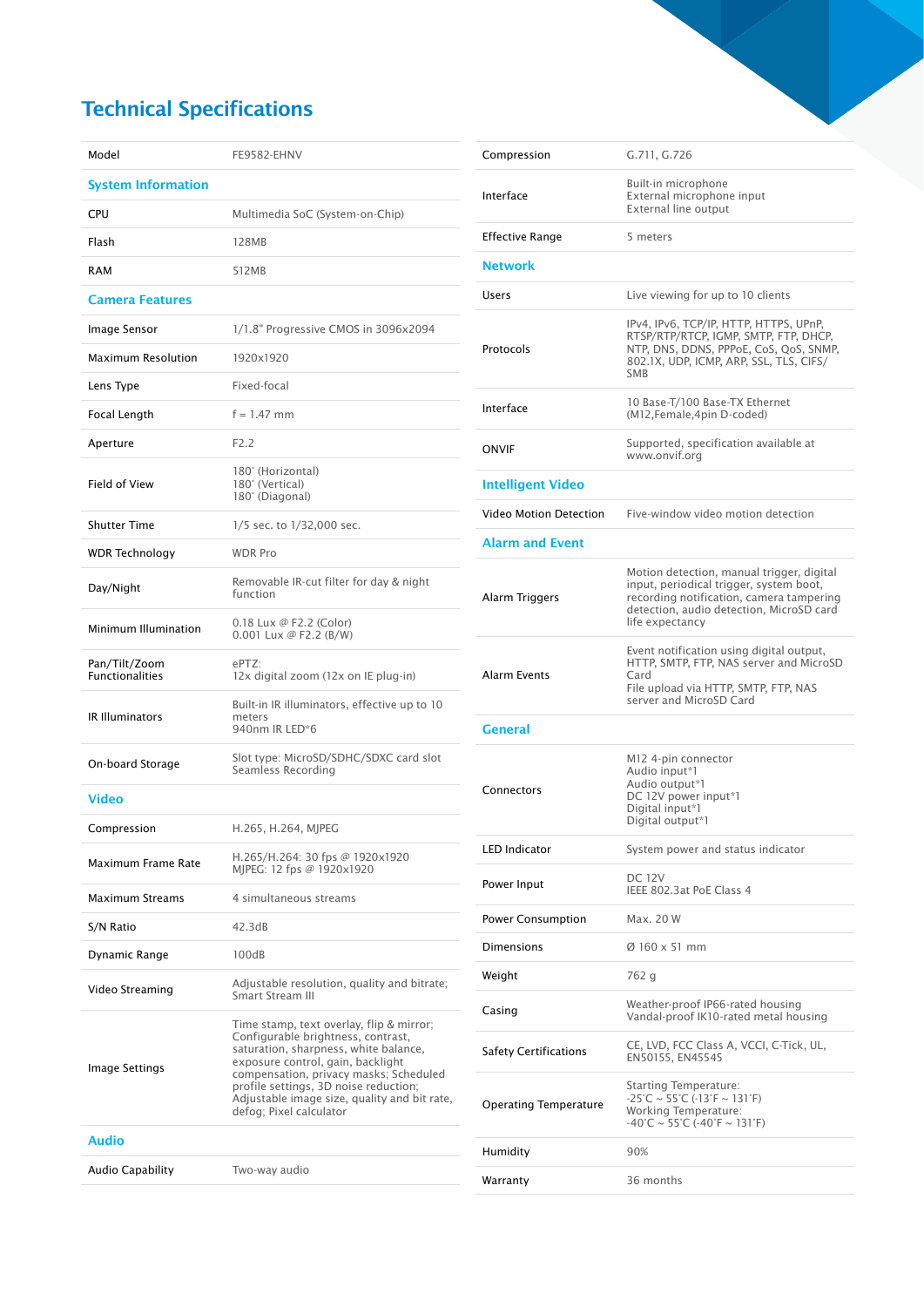# Technical Specifications

| | |
|---|---|
| Model | FE9582-EHNV |
| **System Information** | |
| CPU | Multimedia SoC (System-on-Chip) |
| Flash | 128MB |
| RAM | 512MB |
| **Camera Features** | |
| Image Sensor | 1/1.8" Progressive CMOS in 3096x2094 |
| Maximum Resolution | 1920x1920 |
| Lens Type | Fixed-focal |
| Focal Length | f = 1.47 mm |
| Aperture | F2.2 |
| Field of View | 180° (Horizontal)<br>180° (Vertical)<br>180° (Diagonal) |
| Shutter Time | 1/5 sec. to 1/32,000 sec. |
| WDR Technology | WDR Pro |
| Day/Night | Removable IR-cut filter for day & night function |
| Minimum Illumination | 0.18 Lux @ F2.2 (Color)<br>0.001 Lux @ F2.2 (B/W) |
| Pan/Tilt/Zoom Functionalities | ePTZ:<br>12x digital zoom (12x on IE plug-in) |
| IR Illuminators | Built-in IR illuminators, effective up to 10 meters<br>940nm IR LED*6 |
| On-board Storage | Slot type: MicroSD/SDHC/SDXC card slot<br>Seamless Recording |
| **Video** | |
| Compression | H.265, H.264, MJPEG |
| Maximum Frame Rate | H.265/H.264: 30 fps @ 1920x1920<br>MJPEG: 12 fps @ 1920x1920 |
| Maximum Streams | 4 simultaneous streams |
| S/N Ratio | 42.3dB |
| Dynamic Range | 100dB |
| Video Streaming | Adjustable resolution, quality and bitrate; Smart Stream III |
| Image Settings | Time stamp, text overlay, flip & mirror; Configurable brightness, contrast, saturation, sharpness, white balance, exposure control, gain, backlight compensation, privacy masks; Scheduled profile settings, 3D noise reduction; Adjustable image size, quality and bit rate, defog; Pixel calculator |
| **Audio** | |
| Audio Capability | Two-way audio |
| Compression | G.711, G.726 |
| Interface | Built-in microphone<br>External microphone input<br>External line output |
| Effective Range | 5 meters |
| **Network** | |
| Users | Live viewing for up to 10 clients |
| Protocols | IPv4, IPv6, TCP/IP, HTTP, HTTPS, UPnP, RTSP/RTP/RTCP, IGMP, SMTP, FTP, DHCP, NTP, DNS, DDNS, PPPoE, CoS, QoS, SNMP, 802.1X, UDP, ICMP, ARP, SSL, TLS, CIFS/SMB |
| Interface | 10 Base-T/100 Base-TX Ethernet (M12,Female,4pin D-coded) |
| ONVIF | Supported, specification available at www.onvif.org |
| **Intelligent Video** | |
| Video Motion Detection | Five-window video motion detection |
| **Alarm and Event** | |
| Alarm Triggers | Motion detection, manual trigger, digital input, periodical trigger, system boot, recording notification, camera tampering detection, audio detection, MicroSD card life expectancy |
| Alarm Events | Event notification using digital output, HTTP, SMTP, FTP, NAS server and MicroSD Card<br>File upload via HTTP, SMTP, FTP, NAS server and MicroSD Card |
| **General** | |
| Connectors | M12 4-pin connector<br>Audio input*1<br>Audio output*1<br>DC 12V power input*1<br>Digital input*1<br>Digital output*1 |
| LED Indicator | System power and status indicator |
| Power Input | DC 12V<br>IEEE 802.3at PoE Class 4 |
| Power Consumption | Max. 20 W |
| Dimensions | Ø 160 x 51 mm |
| Weight | 762 g |
| Casing | Weather-proof IP66-rated housing<br>Vandal-proof IK10-rated metal housing |
| Safety Certifications | CE, LVD, FCC Class A, VCCI, C-Tick, UL, EN50155, EN45545 |
| Operating Temperature | Starting Temperature:<br>-25°C ~ 55°C (-13°F ~ 131°F)<br>Working Temperature:<br>-40°C ~ 55°C (-40°F ~ 131°F) |
| Humidity | 90% |
| Warranty | 36 months |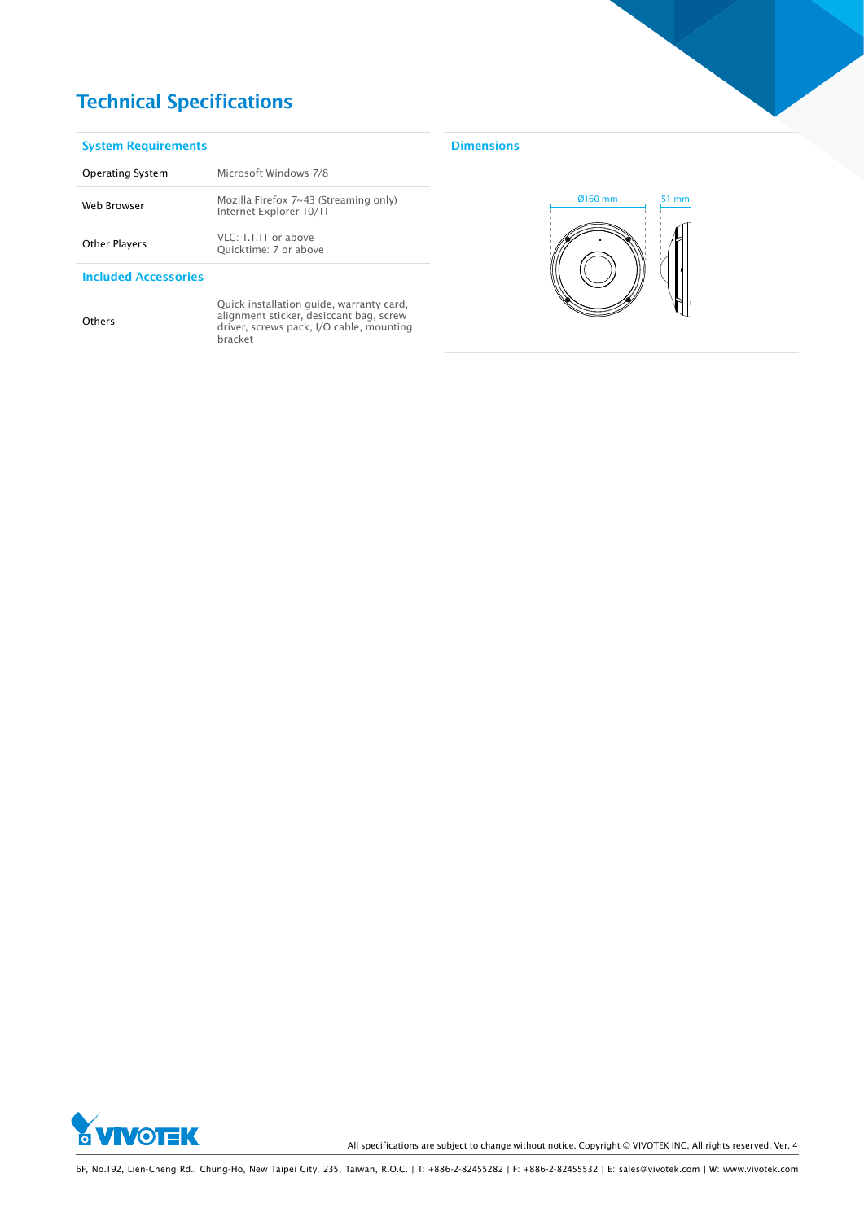# Technical Specifications

| System Requirements | |
|---|---|
| Operating System | Microsoft Windows 7/8 |
| Web Browser | Mozilla Firefox 7~43 (Streaming only)<br>Internet Explorer 10/11 |
| Other Players | VLC: 1.1.11 or above<br>Quicktime: 7 or above |

| Included Accessories | |
|---|---|
| Others | Quick installation guide, warranty card, alignment sticker, desiccant bag, screw driver, screws pack, I/O cable, mounting bracket |

## Dimensions

Ø160 mm

51 mm

All specifications are subject to change without notice. Copyright © VIVOTEK INC. All rights reserved. Ver. 4

6F, No.192, Lien-Cheng Rd., Chung-Ho, New Taipei City, 235, Taiwan, R.O.C. | T: +886-2-82455282 | F: +886-2-82455532 | E: sales@vivotek.com | W: www.vivotek.com